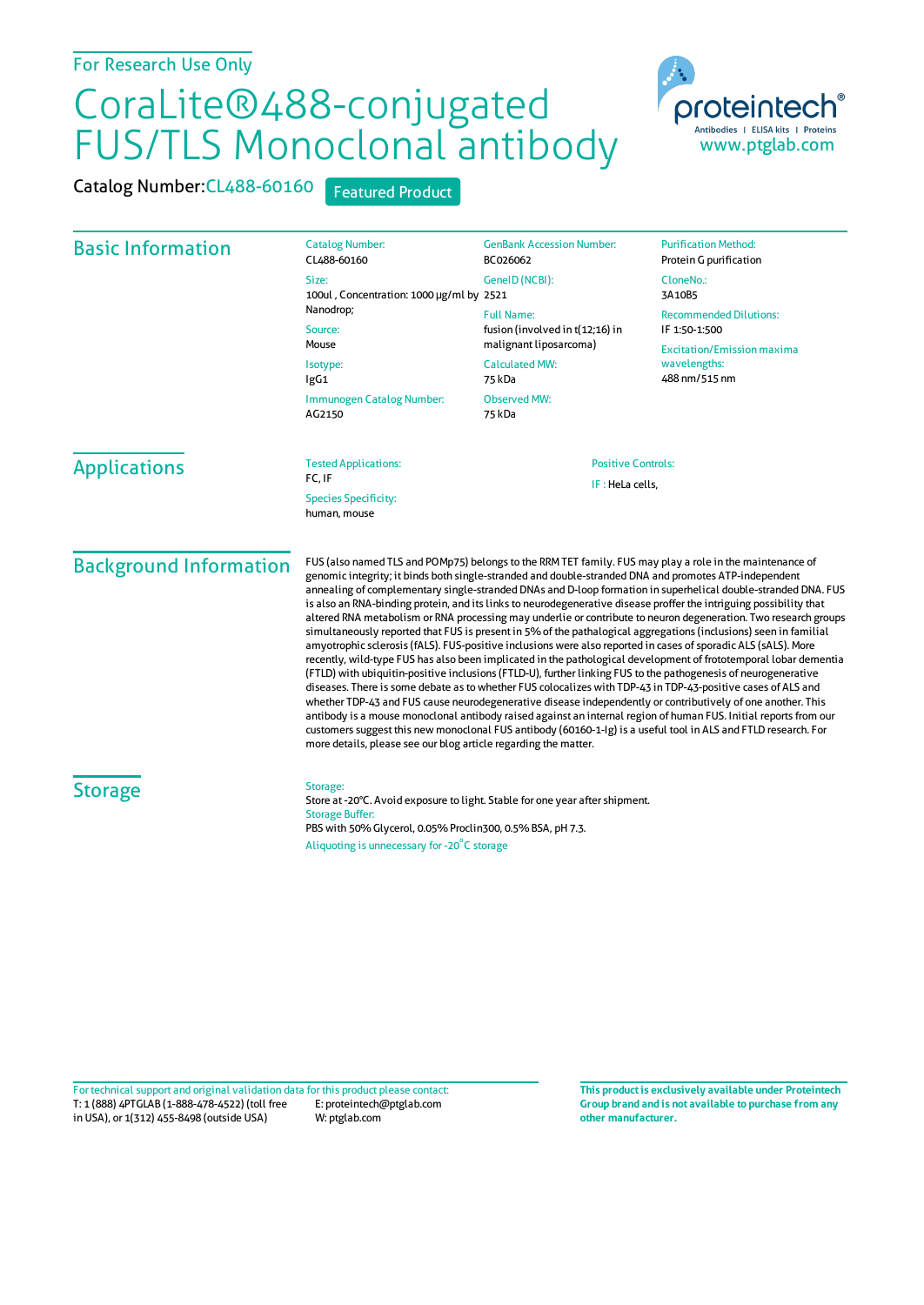For Research Use Only

# CoraLite®488-conjugated FUS/TLS Monoclonal antibody

Catalog Number: CL488-60160 Featured Product

proteintech®
Antibodies | ELISA kits | Proteins
www.ptglab.com

## Basic Information

Catalog Number:
CL488-60160

Size:
100ul , Concentration: 1000 μg/ml by Nanodrop;

Source:
Mouse

Isotype:
IgG1

Immunogen Catalog Number:
AG2150

GenBank Accession Number:
BC026062

GeneID (NCBI):
2521

Full Name:
fusion (involved in t(12;16) in malignant liposarcoma)

Calculated MW:
75 kDa

Observed MW:
75 kDa

Purification Method:
Protein G purification

CloneNo.:
3A10B5

Recommended Dilutions:
IF 1:50-1:500

Excitation/Emission maxima wavelengths:
488 nm/515 nm

## Applications

Tested Applications:
FC, IF

Species Specificity:
human, mouse

Positive Controls:

IF : HeLa cells,

## Background Information

FUS (also named TLS and POMp75) belongs to the RRM TET family. FUS may play a role in the maintenance of genomic integrity; it binds both single-stranded and double-stranded DNA and promotes ATP-independent annealing of complementary single-stranded DNAs and D-loop formation in superhelical double-stranded DNA. FUS is also an RNA-binding protein, and its links to neurodegenerative disease proffer the intriguing possibility that altered RNA metabolism or RNA processing may underlie or contribute to neuron degeneration. Two research groups simultaneously reported that FUS is present in 5% of the pathalogical aggregations (inclusions) seen in familial amyotrophic sclerosis (fALS). FUS-positive inclusions were also reported in cases of sporadic ALS (sALS). More recently, wild-type FUS has also been implicated in the pathological development of frototemporal lobar dementia (FTLD) with ubiquitin-positive inclusions (FTLD-U), further linking FUS to the pathogenesis of neurogenerative diseases. There is some debate as to whether FUS colocalizes with TDP-43 in TDP-43-positive cases of ALS and whether TDP-43 and FUS cause neurodegenerative disease independently or contributively of one another. This antibody is a mouse monoclonal antibody raised against an internal region of human FUS. Initial reports from our customers suggest this new monoclonal FUS antibody (60160-1-Ig) is a useful tool in ALS and FTLD research. For more details, please see our blog article regarding the matter.

## Storage

Storage:
Store at -20°C. Avoid exposure to light. Stable for one year after shipment.
Storage Buffer:
PBS with 50% Glycerol, 0.05% Proclin300, 0.5% BSA, pH 7.3.
Aliquoting is unnecessary for -20°C storage

For technical support and original validation data for this product please contact:
T: 1 (888) 4PTGLAB (1-888-478-4522) (toll free in USA), or 1(312) 455-8498 (outside USA)
E: proteintech@ptglab.com
W: ptglab.com

**This product is exclusively available under Proteintech Group brand and is not available to purchase from any other manufacturer.**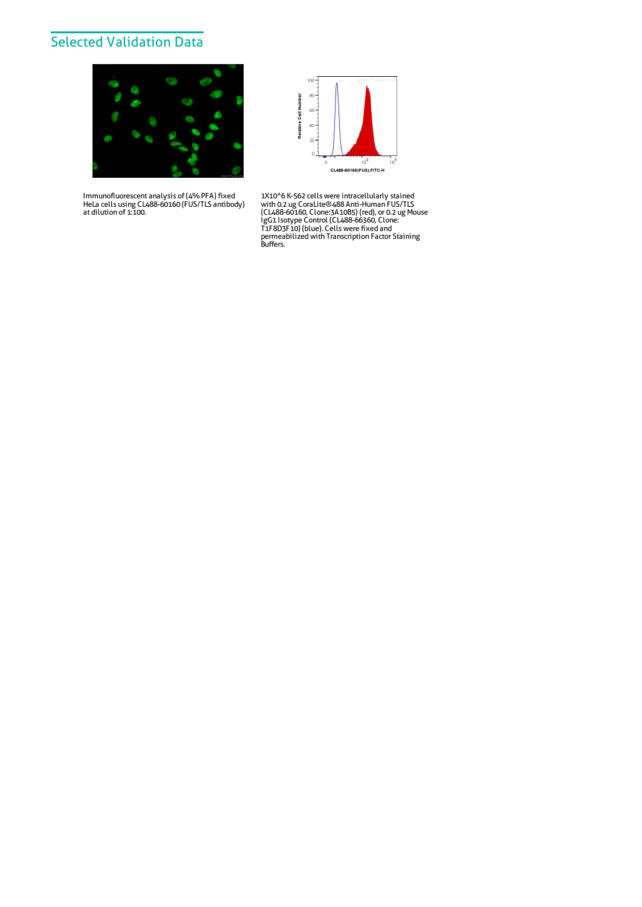## Selected Validation Data

Immunofluorescent analysis of (4% PFA) fixed HeLa cells using CL488-60160 (FUS/TLS antibody) at dilution of 1:100.

100
80
60
40
20
0
Relative Cell Number
0
$10^4$
$10^5$
CL488-60160(FUS),FITC-H

1X10^6 K-562 cells were intracellularly stained with 0.2 ug CoraLite®488 Anti-Human FUS/TLS (CL488-60160, Clone:3A10B5) (red), or 0.2 ug Mouse IgG1 Isotype Control (CL488-66360, Clone: T1F8D3F10) (blue). Cells were fixed and permeabilized with Transcription Factor Staining Buffers.